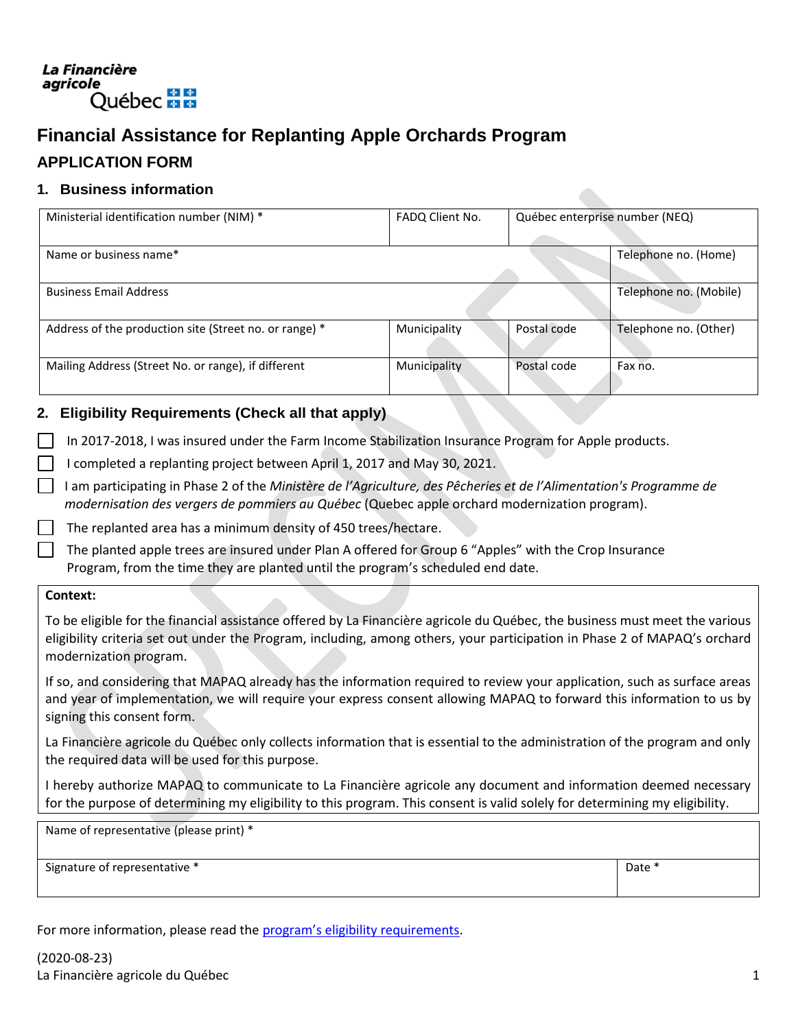La Financière agricole Québec

# Financial Assistance for Replanting Apple Orchards Program

## APPLICATION FORM

### 1. Business information

| Ministerial identification number (NIM) * | FADQ Client No. | Québec enterprise number (NEQ) | |
|---|---|---|---|
| Name or business name* | | | Telephone no. (Home) |
| Business Email Address | | | Telephone no. (Mobile) |
| Address of the production site (Street no. or range) * | Municipality | Postal code | Telephone no. (Other) |
| Mailing Address (Street No. or range), if different | Municipality | Postal code | Fax no. |

### 2. Eligibility Requirements (Check all that apply)

- ☐ In 2017-2018, I was insured under the Farm Income Stabilization Insurance Program for Apple products.
- ☐ I completed a replanting project between April 1, 2017 and May 30, 2021.
- ☐ I am participating in Phase 2 of the *Ministère de l'Agriculture, des Pêcheries et de l'Alimentation's Programme de modernisation des vergers de pommiers au Québec* (Quebec apple orchard modernization program).
- ☐ The replanted area has a minimum density of 450 trees/hectare.
- ☐ The planted apple trees are insured under Plan A offered for Group 6 "Apples" with the Crop Insurance Program, from the time they are planted until the program's scheduled end date.

**Context:**

To be eligible for the financial assistance offered by La Financière agricole du Québec, the business must meet the various eligibility criteria set out under the Program, including, among others, your participation in Phase 2 of MAPAQ's orchard modernization program.

If so, and considering that MAPAQ already has the information required to review your application, such as surface areas and year of implementation, we will require your express consent allowing MAPAQ to forward this information to us by signing this consent form.

La Financière agricole du Québec only collects information that is essential to the administration of the program and only the required data will be used for this purpose.

I hereby authorize MAPAQ to communicate to La Financière agricole any document and information deemed necessary for the purpose of determining my eligibility to this program. This consent is valid solely for determining my eligibility.

| Name of representative (please print) * | |
|---|---|
| Signature of representative * | Date * |

For more information, please read the program's eligibility requirements.

(2020-08-23)
La Financière agricole du Québec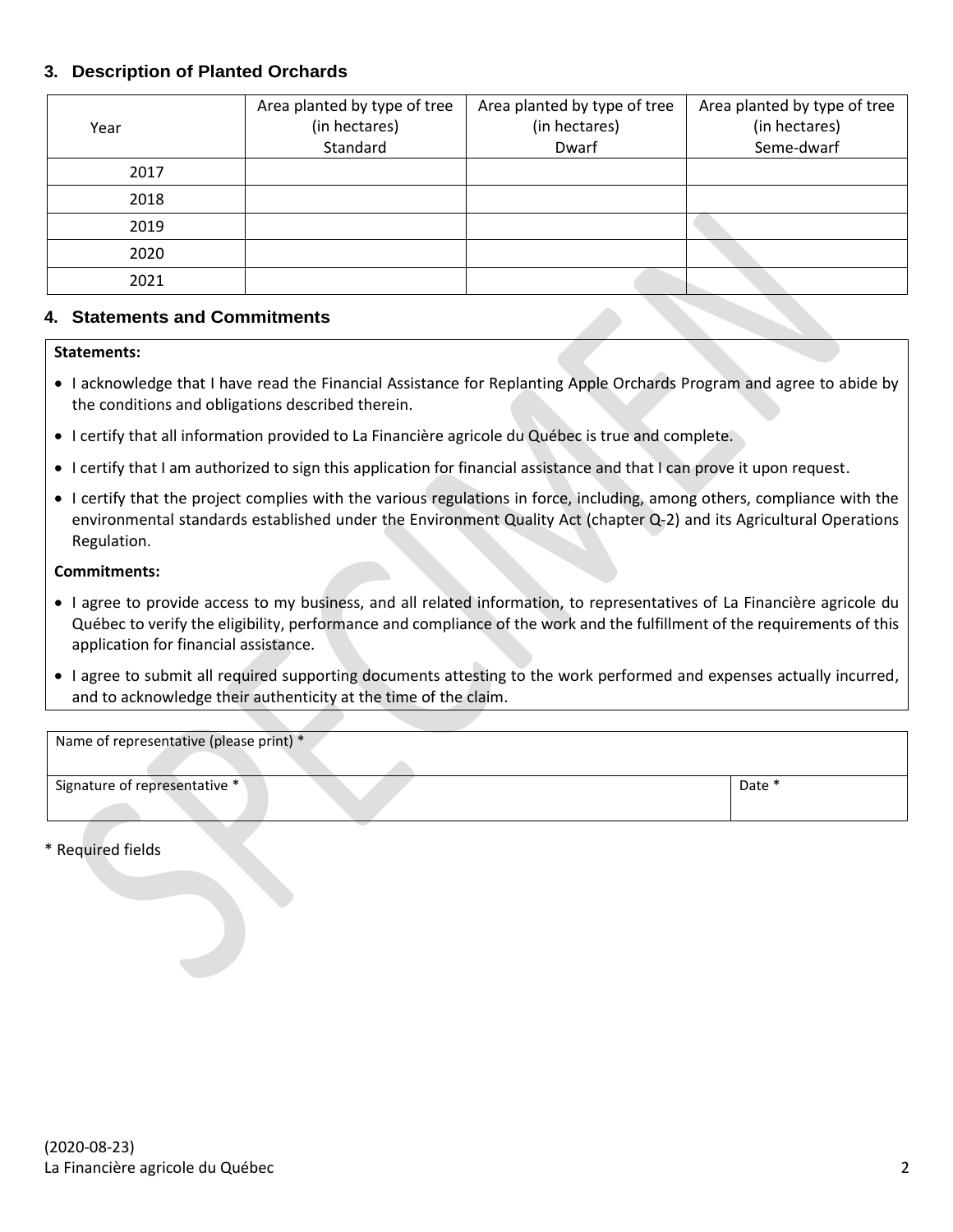### 3. Description of Planted Orchards

| Year | Area planted by type of tree (in hectares) Standard | Area planted by type of tree (in hectares) Dwarf | Area planted by type of tree (in hectares) Seme-dwarf |
|---|---|---|---|
| 2017 | | | |
| 2018 | | | |
| 2019 | | | |
| 2020 | | | |
| 2021 | | | |

### 4. Statements and Commitments

**Statements:**

- I acknowledge that I have read the Financial Assistance for Replanting Apple Orchards Program and agree to abide by the conditions and obligations described therein.
- I certify that all information provided to La Financière agricole du Québec is true and complete.
- I certify that I am authorized to sign this application for financial assistance and that I can prove it upon request.
- I certify that the project complies with the various regulations in force, including, among others, compliance with the environmental standards established under the Environment Quality Act (chapter Q-2) and its Agricultural Operations Regulation.

**Commitments:**

- I agree to provide access to my business, and all related information, to representatives of La Financière agricole du Québec to verify the eligibility, performance and compliance of the work and the fulfillment of the requirements of this application for financial assistance.
- I agree to submit all required supporting documents attesting to the work performed and expenses actually incurred, and to acknowledge their authenticity at the time of the claim.

| | |
|---|---|
| Name of representative (please print) * | |
| Signature of representative * | Date * |

\* Required fields

(2020-08-23)
La Financière agricole du Québec